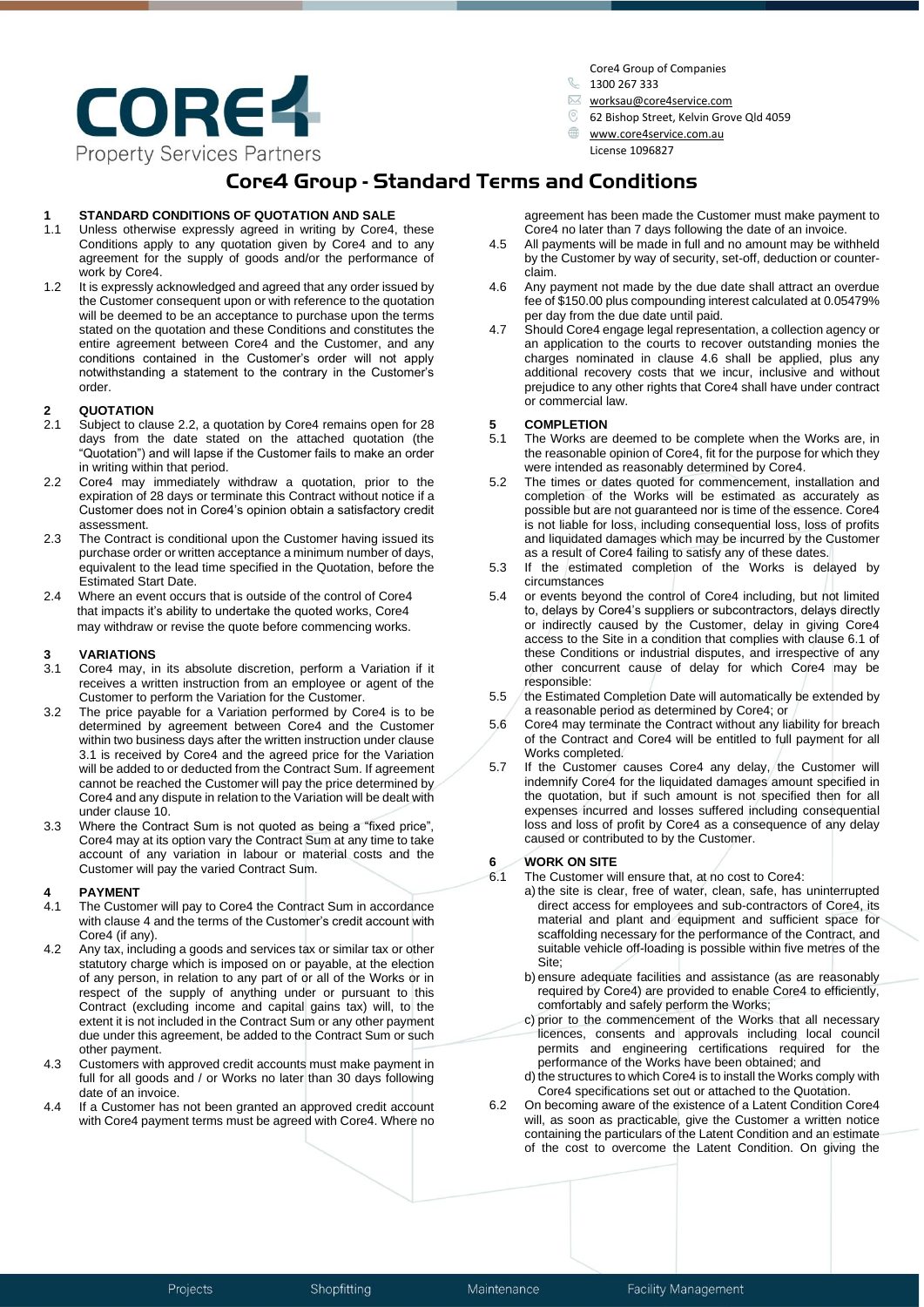CORE4 Property Services Partners

Core4 Group of Companies
1300 267 333
worksau@core4service.com
62 Bishop Street, Kelvin Grove Qld 4059
www.core4service.com.au
License 1096827

# Core4 Group - Standard Terms and Conditions

## 1 STANDARD CONDITIONS OF QUOTATION AND SALE

1.1 Unless otherwise expressly agreed in writing by Core4, these Conditions apply to any quotation given by Core4 and to any agreement for the supply of goods and/or the performance of work by Core4.

1.2 It is expressly acknowledged and agreed that any order issued by the Customer consequent upon or with reference to the quotation will be deemed to be an acceptance to purchase upon the terms stated on the quotation and these Conditions and constitutes the entire agreement between Core4 and the Customer, and any conditions contained in the Customer's order will not apply notwithstanding a statement to the contrary in the Customer's order.

## 2 QUOTATION

2.1 Subject to clause 2.2, a quotation by Core4 remains open for 28 days from the date stated on the attached quotation (the "Quotation") and will lapse if the Customer fails to make an order in writing within that period.

2.2 Core4 may immediately withdraw a quotation, prior to the expiration of 28 days or terminate this Contract without notice if a Customer does not in Core4's opinion obtain a satisfactory credit assessment.

2.3 The Contract is conditional upon the Customer having issued its purchase order or written acceptance a minimum number of days, equivalent to the lead time specified in the Quotation, before the Estimated Start Date.

2.4 Where an event occurs that is outside of the control of Core4 that impacts it's ability to undertake the quoted works, Core4 may withdraw or revise the quote before commencing works.

## 3 VARIATIONS

3.1 Core4 may, in its absolute discretion, perform a Variation if it receives a written instruction from an employee or agent of the Customer to perform the Variation for the Customer.

3.2 The price payable for a Variation performed by Core4 is to be determined by agreement between Core4 and the Customer within two business days after the written instruction under clause 3.1 is received by Core4 and the agreed price for the Variation will be added to or deducted from the Contract Sum. If agreement cannot be reached the Customer will pay the price determined by Core4 and any dispute in relation to the Variation will be dealt with under clause 10.

3.3 Where the Contract Sum is not quoted as being a "fixed price", Core4 may at its option vary the Contract Sum at any time to take account of any variation in labour or material costs and the Customer will pay the varied Contract Sum.

## 4 PAYMENT

4.1 The Customer will pay to Core4 the Contract Sum in accordance with clause 4 and the terms of the Customer's credit account with Core4 (if any).

4.2 Any tax, including a goods and services tax or similar tax or other statutory charge which is imposed on or payable, at the election of any person, in relation to any part of or all of the Works or in respect of the supply of anything under or pursuant to this Contract (excluding income and capital gains tax) will, to the extent it is not included in the Contract Sum or any other payment due under this agreement, be added to the Contract Sum or such other payment.

4.3 Customers with approved credit accounts must make payment in full for all goods and / or Works no later than 30 days following date of an invoice.

4.4 If a Customer has not been granted an approved credit account with Core4 payment terms must be agreed with Core4. Where no agreement has been made the Customer must make payment to Core4 no later than 7 days following the date of an invoice.

4.5 All payments will be made in full and no amount may be withheld by the Customer by way of security, set-off, deduction or counter-claim.

4.6 Any payment not made by the due date shall attract an overdue fee of $150.00 plus compounding interest calculated at 0.05479% per day from the due date until paid.

4.7 Should Core4 engage legal representation, a collection agency or an application to the courts to recover outstanding monies the charges nominated in clause 4.6 shall be applied, plus any additional recovery costs that we incur, inclusive and without prejudice to any other rights that Core4 shall have under contract or commercial law.

## 5 COMPLETION

5.1 The Works are deemed to be complete when the Works are, in the reasonable opinion of Core4, fit for the purpose for which they were intended as reasonably determined by Core4.

5.2 The times or dates quoted for commencement, installation and completion of the Works will be estimated as accurately as possible but are not guaranteed nor is time of the essence. Core4 is not liable for loss, including consequential loss, loss of profits and liquidated damages which may be incurred by the Customer as a result of Core4 failing to satisfy any of these dates.

5.3 If the estimated completion of the Works is delayed by circumstances

5.4 or events beyond the control of Core4 including, but not limited to, delays by Core4's suppliers or subcontractors, delays directly or indirectly caused by the Customer, delay in giving Core4 access to the Site in a condition that complies with clause 6.1 of these Conditions or industrial disputes, and irrespective of any other concurrent cause of delay for which Core4 may be responsible:

5.5 the Estimated Completion Date will automatically be extended by a reasonable period as determined by Core4; or

5.6 Core4 may terminate the Contract without any liability for breach of the Contract and Core4 will be entitled to full payment for all Works completed.

5.7 If the Customer causes Core4 any delay, the Customer will indemnify Core4 for the liquidated damages amount specified in the quotation, but if such amount is not specified then for all expenses incurred and losses suffered including consequential loss and loss of profit by Core4 as a consequence of any delay caused or contributed to by the Customer.

## 6 WORK ON SITE

6.1 The Customer will ensure that, at no cost to Core4:

a) the site is clear, free of water, clean, safe, has uninterrupted direct access for employees and sub-contractors of Core4, its material and plant and equipment and sufficient space for scaffolding necessary for the performance of the Contract, and suitable vehicle off-loading is possible within five metres of the Site;

b) ensure adequate facilities and assistance (as are reasonably required by Core4) are provided to enable Core4 to efficiently, comfortably and safely perform the Works;

c) prior to the commencement of the Works that all necessary licences, consents and approvals including local council permits and engineering certifications required for the performance of the Works have been obtained; and

d) the structures to which Core4 is to install the Works comply with Core4 specifications set out or attached to the Quotation.

6.2 On becoming aware of the existence of a Latent Condition Core4 will, as soon as practicable, give the Customer a written notice containing the particulars of the Latent Condition and an estimate of the cost to overcome the Latent Condition. On giving the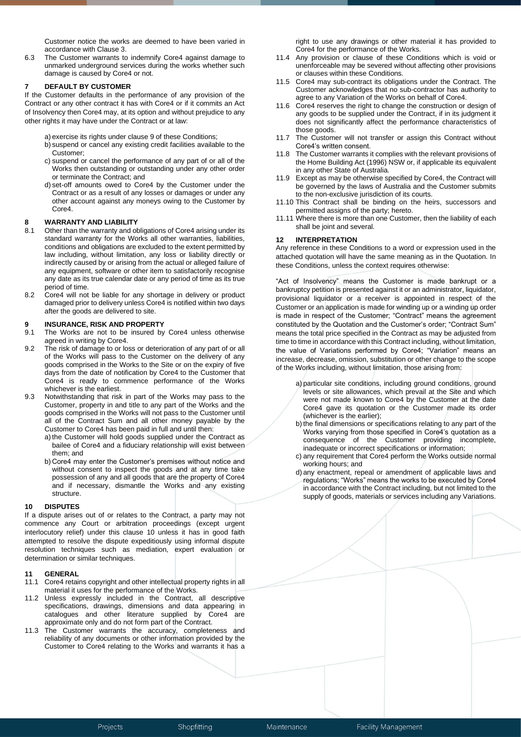Customer notice the works are deemed to have been varied in accordance with Clause 3.

6.3 The Customer warrants to indemnify Core4 against damage to unmarked underground services during the works whether such damage is caused by Core4 or not.

## 7 DEFAULT BY CUSTOMER

If the Customer defaults in the performance of any provision of the Contract or any other contract it has with Core4 or if it commits an Act of Insolvency then Core4 may, at its option and without prejudice to any other rights it may have under the Contract or at law:

a) exercise its rights under clause 9 of these Conditions;
b) suspend or cancel any existing credit facilities available to the Customer;
c) suspend or cancel the performance of any part of or all of the Works then outstanding or outstanding under any other order or terminate the Contract; and
d) set-off amounts owed to Core4 by the Customer under the Contract or as a result of any losses or damages or under any other account against any moneys owing to the Customer by Core4.

## 8 WARRANTY AND LIABILITY

8.1 Other than the warranty and obligations of Core4 arising under its standard warranty for the Works all other warranties, liabilities, conditions and obligations are excluded to the extent permitted by law including, without limitation, any loss or liability directly or indirectly caused by or arising from the actual or alleged failure of any equipment, software or other item to satisfactorily recognise any date as its true calendar date or any period of time as its true period of time.

8.2 Core4 will not be liable for any shortage in delivery or product damaged prior to delivery unless Core4 is notified within two days after the goods are delivered to site.

## 9 INSURANCE, RISK AND PROPERTY

9.1 The Works are not to be insured by Core4 unless otherwise agreed in writing by Core4.

9.2 The risk of damage to or loss or deterioration of any part of or all of the Works will pass to the Customer on the delivery of any goods comprised in the Works to the Site or on the expiry of five days from the date of notification by Core4 to the Customer that Core4 is ready to commence performance of the Works whichever is the earliest.

9.3 Notwithstanding that risk in part of the Works may pass to the Customer, property in and title to any part of the Works and the goods comprised in the Works will not pass to the Customer until all of the Contract Sum and all other money payable by the Customer to Core4 has been paid in full and until then:

a) the Customer will hold goods supplied under the Contract as bailee of Core4 and a fiduciary relationship will exist between them; and
b) Core4 may enter the Customer's premises without notice and without consent to inspect the goods and at any time take possession of any and all goods that are the property of Core4 and if necessary, dismantle the Works and any existing structure.

## 10 DISPUTES

If a dispute arises out of or relates to the Contract, a party may not commence any Court or arbitration proceedings (except urgent interlocutory relief) under this clause 10 unless it has in good faith attempted to resolve the dispute expeditiously using informal dispute resolution techniques such as mediation, expert evaluation or determination or similar techniques.

## 11 GENERAL

11.1 Core4 retains copyright and other intellectual property rights in all material it uses for the performance of the Works.

11.2 Unless expressly included in the Contract, all descriptive specifications, drawings, dimensions and data appearing in catalogues and other literature supplied by Core4 are approximate only and do not form part of the Contract.

11.3 The Customer warrants the accuracy, completeness and reliability of any documents or other information provided by the Customer to Core4 relating to the Works and warrants it has a right to use any drawings or other material it has provided to Core4 for the performance of the Works.

11.4 Any provision or clause of these Conditions which is void or unenforceable may be severed without affecting other provisions or clauses within these Conditions.

11.5 Core4 may sub-contract its obligations under the Contract. The Customer acknowledges that no sub-contractor has authority to agree to any Variation of the Works on behalf of Core4.

11.6 Core4 reserves the right to change the construction or design of any goods to be supplied under the Contract, if in its judgment it does not significantly affect the performance characteristics of those goods.

11.7 The Customer will not transfer or assign this Contract without Core4's written consent.

11.8 The Customer warrants it complies with the relevant provisions of the Home Building Act (1996) NSW or, if applicable its equivalent in any other State of Australia.

11.9 Except as may be otherwise specified by Core4, the Contract will be governed by the laws of Australia and the Customer submits to the non-exclusive jurisdiction of its courts.

11.10 This Contract shall be binding on the heirs, successors and permitted assigns of the party; hereto.

11.11 Where there is more than one Customer, then the liability of each shall be joint and several.

## 12 INTERPRETATION

Any reference in these Conditions to a word or expression used in the attached quotation will have the same meaning as in the Quotation. In these Conditions, unless the context requires otherwise:

"Act of Insolvency" means the Customer is made bankrupt or a bankruptcy petition is presented against it or an administrator, liquidator, provisional liquidator or a receiver is appointed in respect of the Customer or an application is made for winding up or a winding up order is made in respect of the Customer; "Contract" means the agreement constituted by the Quotation and the Customer's order; "Contract Sum" means the total price specified in the Contract as may be adjusted from time to time in accordance with this Contract including, without limitation, the value of Variations performed by Core4; "Variation" means an increase, decrease, omission, substitution or other change to the scope of the Works including, without limitation, those arising from:

a) particular site conditions, including ground conditions, ground levels or site allowances, which prevail at the Site and which were not made known to Core4 by the Customer at the date Core4 gave its quotation or the Customer made its order (whichever is the earlier);
b) the final dimensions or specifications relating to any part of the Works varying from those specified in Core4's quotation as a consequence of the Customer providing incomplete, inadequate or incorrect specifications or information;
c) any requirement that Core4 perform the Works outside normal working hours; and
d) any enactment, repeal or amendment of applicable laws and regulations; "Works" means the works to be executed by Core4 in accordance with the Contract including, but not limited to the supply of goods, materials or services including any Variations.

Projects Shopfitting Maintenance Facility Management